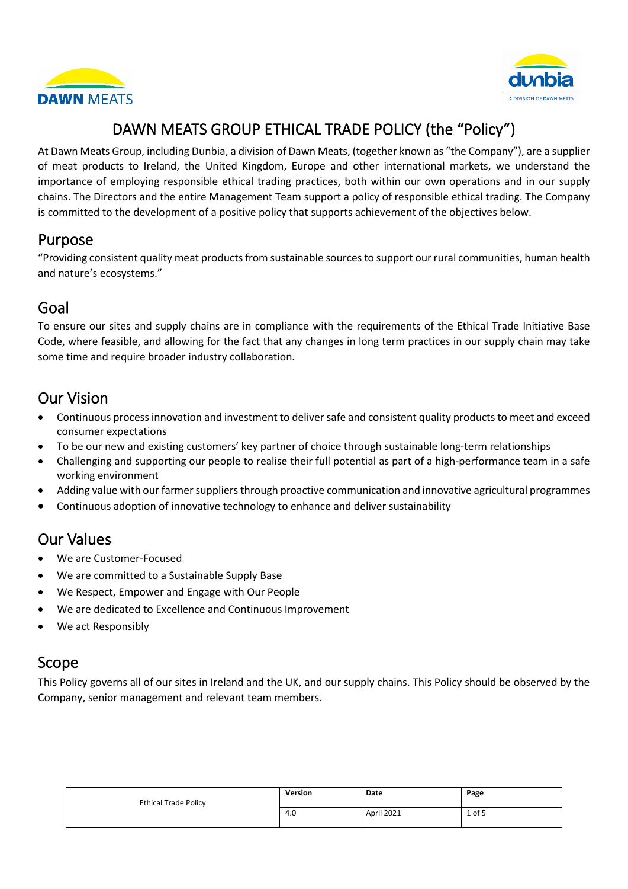# DAWN MEATS GROUP ETHICAL TRADE POLICY (the "Policy")

At Dawn Meats Group, including Dunbia, a division of Dawn Meats, (together known as "the Company"), are a supplier of meat products to Ireland, the United Kingdom, Europe and other international markets, we understand the importance of employing responsible ethical trading practices, both within our own operations and in our supply chains. The Directors and the entire Management Team support a policy of responsible ethical trading. The Company is committed to the development of a positive policy that supports achievement of the objectives below.

## Purpose

"Providing consistent quality meat products from sustainable sources to support our rural communities, human health and nature's ecosystems."

## Goal

To ensure our sites and supply chains are in compliance with the requirements of the Ethical Trade Initiative Base Code, where feasible, and allowing for the fact that any changes in long term practices in our supply chain may take some time and require broader industry collaboration.

## Our Vision

- Continuous process innovation and investment to deliver safe and consistent quality products to meet and exceed consumer expectations
- To be our new and existing customers' key partner of choice through sustainable long-term relationships
- Challenging and supporting our people to realise their full potential as part of a high-performance team in a safe working environment
- Adding value with our farmer suppliers through proactive communication and innovative agricultural programmes
- Continuous adoption of innovative technology to enhance and deliver sustainability

## Our Values

- We are Customer-Focused
- We are committed to a Sustainable Supply Base
- We Respect, Empower and Engage with Our People
- We are dedicated to Excellence and Continuous Improvement
- We act Responsibly

## Scope

This Policy governs all of our sites in Ireland and the UK, and our supply chains. This Policy should be observed by the Company, senior management and relevant team members.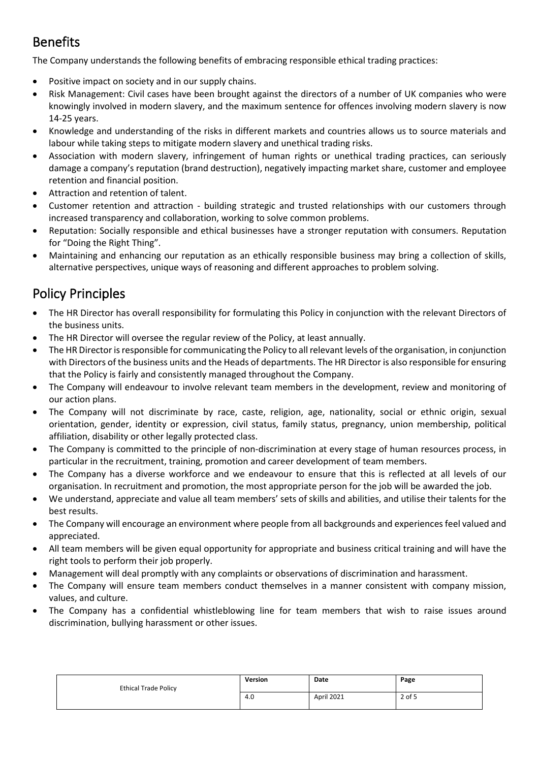## Benefits

The Company understands the following benefits of embracing responsible ethical trading practices:

- Positive impact on society and in our supply chains.
- Risk Management: Civil cases have been brought against the directors of a number of UK companies who were knowingly involved in modern slavery, and the maximum sentence for offences involving modern slavery is now 14-25 years.
- Knowledge and understanding of the risks in different markets and countries allows us to source materials and labour while taking steps to mitigate modern slavery and unethical trading risks.
- Association with modern slavery, infringement of human rights or unethical trading practices, can seriously damage a company's reputation (brand destruction), negatively impacting market share, customer and employee retention and financial position.
- Attraction and retention of talent.
- Customer retention and attraction - building strategic and trusted relationships with our customers through increased transparency and collaboration, working to solve common problems.
- Reputation: Socially responsible and ethical businesses have a stronger reputation with consumers. Reputation for "Doing the Right Thing".
- Maintaining and enhancing our reputation as an ethically responsible business may bring a collection of skills, alternative perspectives, unique ways of reasoning and different approaches to problem solving.

## Policy Principles

- The HR Director has overall responsibility for formulating this Policy in conjunction with the relevant Directors of the business units.
- The HR Director will oversee the regular review of the Policy, at least annually.
- The HR Director is responsible for communicating the Policy to all relevant levels of the organisation, in conjunction with Directors of the business units and the Heads of departments. The HR Director is also responsible for ensuring that the Policy is fairly and consistently managed throughout the Company.
- The Company will endeavour to involve relevant team members in the development, review and monitoring of our action plans.
- The Company will not discriminate by race, caste, religion, age, nationality, social or ethnic origin, sexual orientation, gender, identity or expression, civil status, family status, pregnancy, union membership, political affiliation, disability or other legally protected class.
- The Company is committed to the principle of non-discrimination at every stage of human resources process, in particular in the recruitment, training, promotion and career development of team members.
- The Company has a diverse workforce and we endeavour to ensure that this is reflected at all levels of our organisation. In recruitment and promotion, the most appropriate person for the job will be awarded the job.
- We understand, appreciate and value all team members' sets of skills and abilities, and utilise their talents for the best results.
- The Company will encourage an environment where people from all backgrounds and experiences feel valued and appreciated.
- All team members will be given equal opportunity for appropriate and business critical training and will have the right tools to perform their job properly.
- Management will deal promptly with any complaints or observations of discrimination and harassment.
- The Company will ensure team members conduct themselves in a manner consistent with company mission, values, and culture.
- The Company has a confidential whistleblowing line for team members that wish to raise issues around discrimination, bullying harassment or other issues.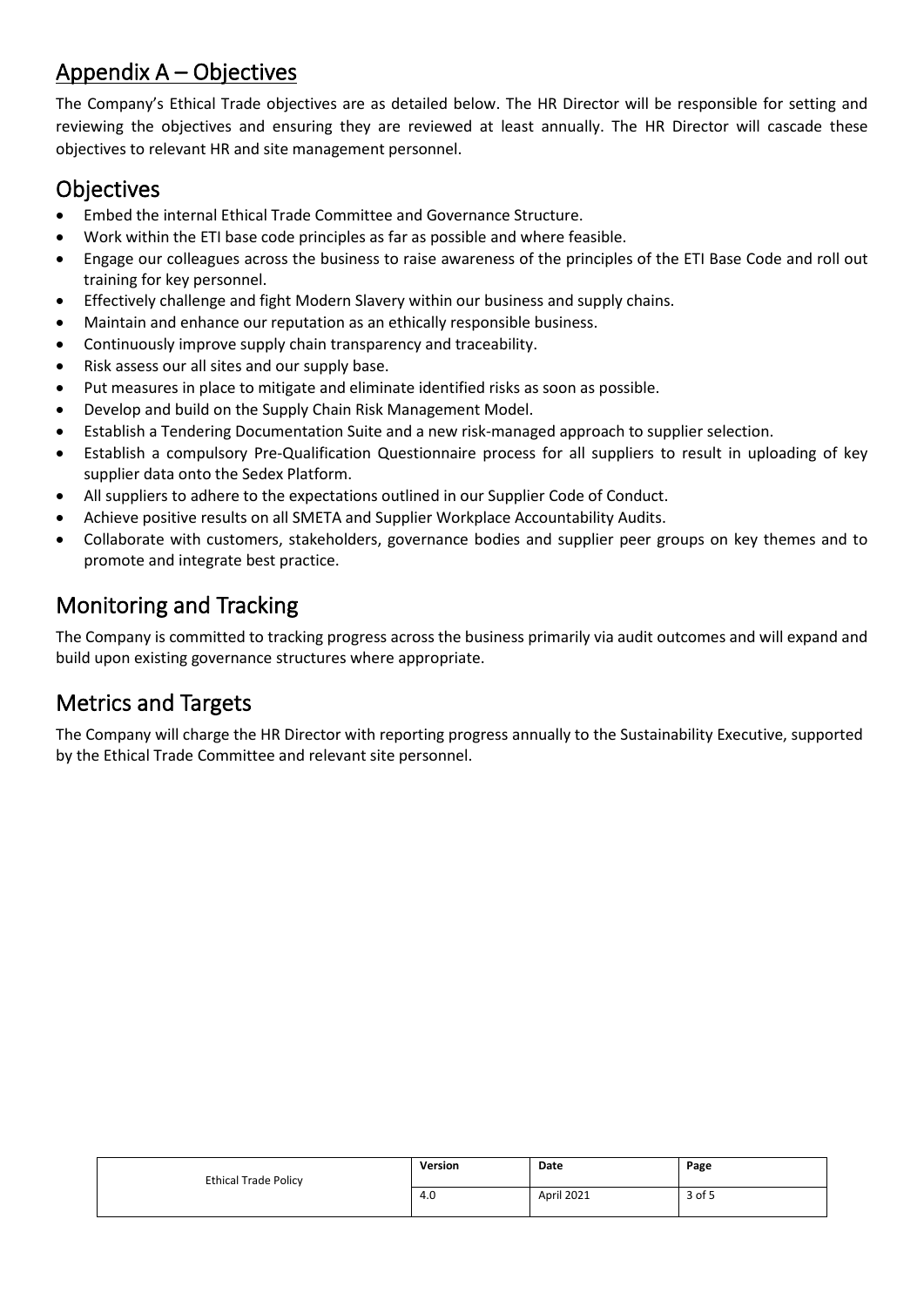# Appendix A – Objectives

The Company's Ethical Trade objectives are as detailed below. The HR Director will be responsible for setting and reviewing the objectives and ensuring they are reviewed at least annually. The HR Director will cascade these objectives to relevant HR and site management personnel.

## Objectives

- Embed the internal Ethical Trade Committee and Governance Structure.
- Work within the ETI base code principles as far as possible and where feasible.
- Engage our colleagues across the business to raise awareness of the principles of the ETI Base Code and roll out training for key personnel.
- Effectively challenge and fight Modern Slavery within our business and supply chains.
- Maintain and enhance our reputation as an ethically responsible business.
- Continuously improve supply chain transparency and traceability.
- Risk assess our all sites and our supply base.
- Put measures in place to mitigate and eliminate identified risks as soon as possible.
- Develop and build on the Supply Chain Risk Management Model.
- Establish a Tendering Documentation Suite and a new risk-managed approach to supplier selection.
- Establish a compulsory Pre-Qualification Questionnaire process for all suppliers to result in uploading of key supplier data onto the Sedex Platform.
- All suppliers to adhere to the expectations outlined in our Supplier Code of Conduct.
- Achieve positive results on all SMETA and Supplier Workplace Accountability Audits.
- Collaborate with customers, stakeholders, governance bodies and supplier peer groups on key themes and to promote and integrate best practice.

## Monitoring and Tracking

The Company is committed to tracking progress across the business primarily via audit outcomes and will expand and build upon existing governance structures where appropriate.

## Metrics and Targets

The Company will charge the HR Director with reporting progress annually to the Sustainability Executive, supported by the Ethical Trade Committee and relevant site personnel.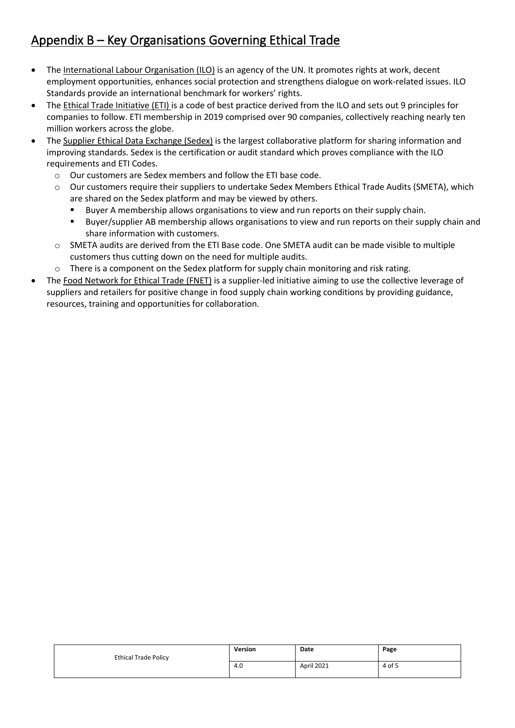# Appendix B – Key Organisations Governing Ethical Trade

- The International Labour Organisation (ILO) is an agency of the UN. It promotes rights at work, decent employment opportunities, enhances social protection and strengthens dialogue on work-related issues. ILO Standards provide an international benchmark for workers' rights.
- The Ethical Trade Initiative (ETI) is a code of best practice derived from the ILO and sets out 9 principles for companies to follow. ETI membership in 2019 comprised over 90 companies, collectively reaching nearly ten million workers across the globe.
- The Supplier Ethical Data Exchange (Sedex) is the largest collaborative platform for sharing information and improving standards. Sedex is the certification or audit standard which proves compliance with the ILO requirements and ETI Codes.
  - Our customers are Sedex members and follow the ETI base code.
  - Our customers require their suppliers to undertake Sedex Members Ethical Trade Audits (SMETA), which are shared on the Sedex platform and may be viewed by others.
    - Buyer A membership allows organisations to view and run reports on their supply chain.
    - Buyer/supplier AB membership allows organisations to view and run reports on their supply chain and share information with customers.
  - SMETA audits are derived from the ETI Base code. One SMETA audit can be made visible to multiple customers thus cutting down on the need for multiple audits.
  - There is a component on the Sedex platform for supply chain monitoring and risk rating.
- The Food Network for Ethical Trade (FNET) is a supplier-led initiative aiming to use the collective leverage of suppliers and retailers for positive change in food supply chain working conditions by providing guidance, resources, training and opportunities for collaboration.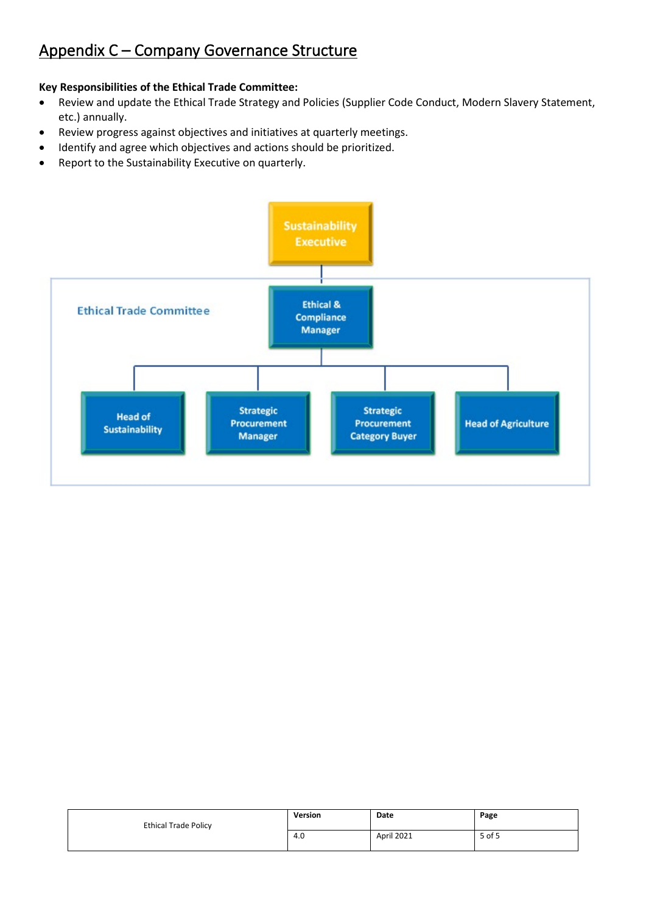# Appendix C – Company Governance Structure

**Key Responsibilities of the Ethical Trade Committee:**

- Review and update the Ethical Trade Strategy and Policies (Supplier Code Conduct, Modern Slavery Statement, etc.) annually.
- Review progress against objectives and initiatives at quarterly meetings.
- Identify and agree which objectives and actions should be prioritized.
- Report to the Sustainability Executive on quarterly.

Sustainability Executive

Ethical Trade Committee

Ethical & Compliance Manager

Head of Sustainability

Strategic Procurement Manager

Strategic Procurement Category Buyer

Head of Agriculture